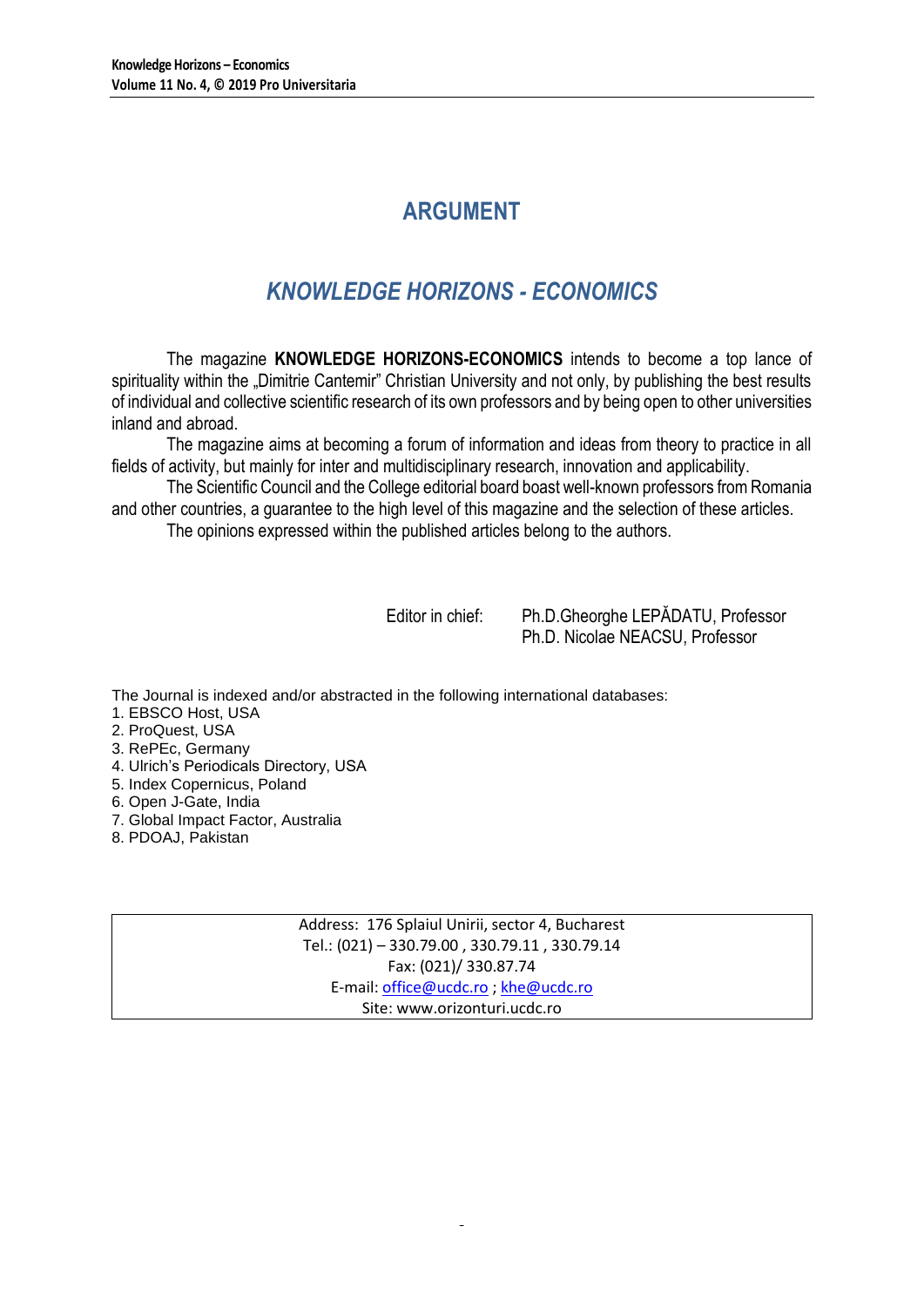# ARGUMENT

## *KNOWLEDGE HORIZONS - ECONOMICS*

The magazine **KNOWLEDGE HORIZONS-ECONOMICS** intends to become a top lance of spirituality within the „Dimitrie Cantemir" Christian University and not only, by publishing the best results of individual and collective scientific research of its own professors and by being open to other universities inland and abroad.

The magazine aims at becoming a forum of information and ideas from theory to practice in all fields of activity, but mainly for inter and multidisciplinary research, innovation and applicability.

The Scientific Council and the College editorial board boast well-known professors from Romania and other countries, a guarantee to the high level of this magazine and the selection of these articles.

The opinions expressed within the published articles belong to the authors.

Editor in chief: Ph.D.Gheorghe LEPĂDATU, Professor
Ph.D. Nicolae NEACSU, Professor

The Journal is indexed and/or abstracted in the following international databases:

1. EBSCO Host, USA
2. ProQuest, USA
3. RePEc, Germany
4. Ulrich's Periodicals Directory, USA
5. Index Copernicus, Poland
6. Open J-Gate, India
7. Global Impact Factor, Australia
8. PDOAJ, Pakistan

Address: 176 Splaiul Unirii, sector 4, Bucharest
Tel.: (021) – 330.79.00 , 330.79.11 , 330.79.14
Fax: (021)/ 330.87.74
E-mail: office@ucdc.ro ; khe@ucdc.ro
Site: www.orizonturi.ucdc.ro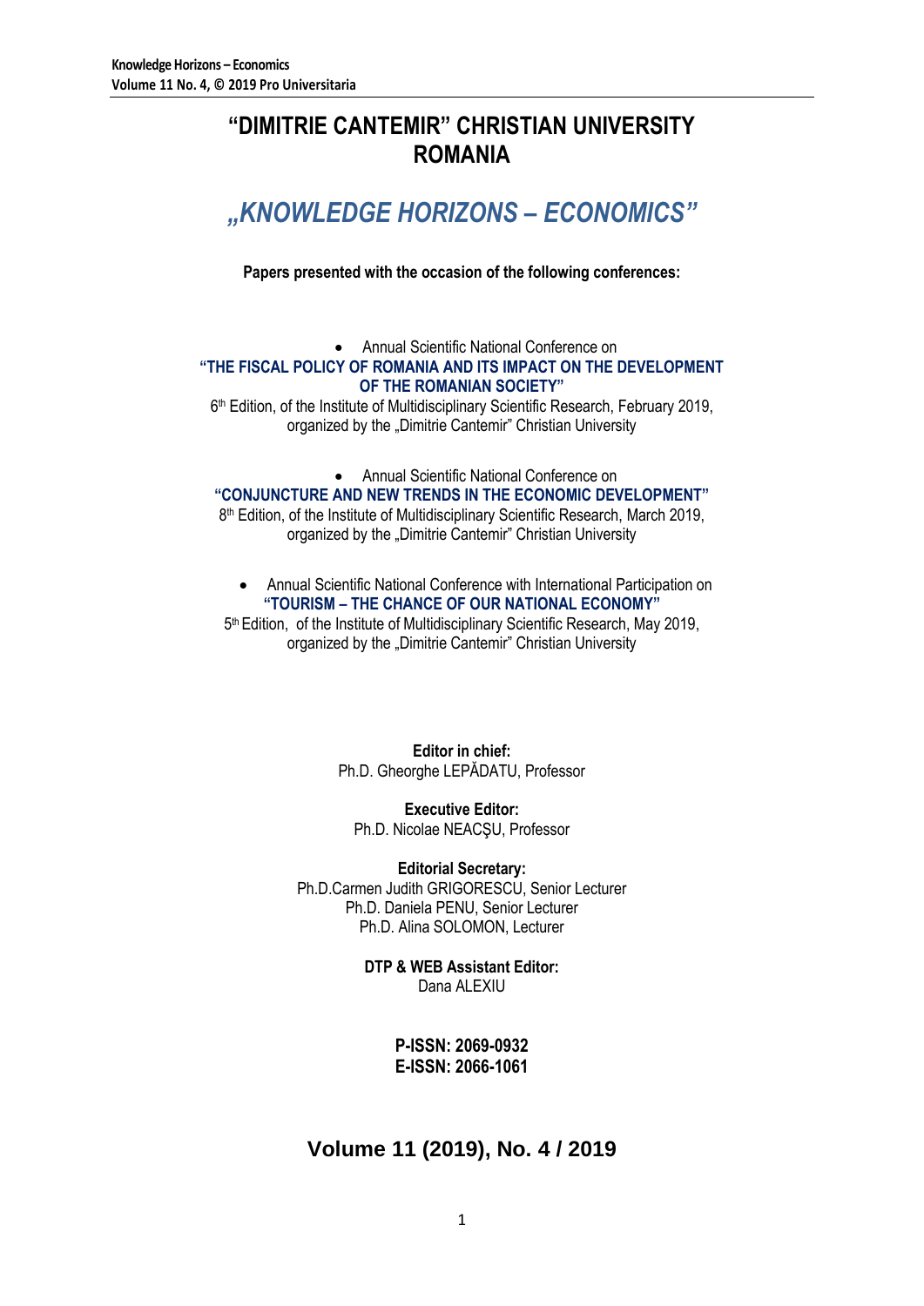# "DIMITRIE CANTEMIR" CHRISTIAN UNIVERSITY ROMANIA

# *„KNOWLEDGE HORIZONS – ECONOMICS"*

**Papers presented with the occasion of the following conferences:**

- Annual Scientific National Conference on

**"THE FISCAL POLICY OF ROMANIA AND ITS IMPACT ON THE DEVELOPMENT OF THE ROMANIAN SOCIETY"**

6th Edition, of the Institute of Multidisciplinary Scientific Research, February 2019, organized by the „Dimitrie Cantemir" Christian University

- Annual Scientific National Conference on

**"CONJUNCTURE AND NEW TRENDS IN THE ECONOMIC DEVELOPMENT"**

8th Edition, of the Institute of Multidisciplinary Scientific Research, March 2019, organized by the „Dimitrie Cantemir" Christian University

- Annual Scientific National Conference with International Participation on

**"TOURISM – THE CHANCE OF OUR NATIONAL ECONOMY"**

5th Edition, of the Institute of Multidisciplinary Scientific Research, May 2019, organized by the „Dimitrie Cantemir" Christian University

**Editor in chief:**
Ph.D. Gheorghe LEPĂDATU, Professor

**Executive Editor:**
Ph.D. Nicolae NEACŞU, Professor

**Editorial Secretary:**
Ph.D.Carmen Judith GRIGORESCU, Senior Lecturer
Ph.D. Daniela PENU, Senior Lecturer
Ph.D. Alina SOLOMON, Lecturer

**DTP & WEB Assistant Editor:**
Dana ALEXIU

**P-ISSN: 2069-0932**
**E-ISSN: 2066-1061**

## Volume 11 (2019), No. 4 / 2019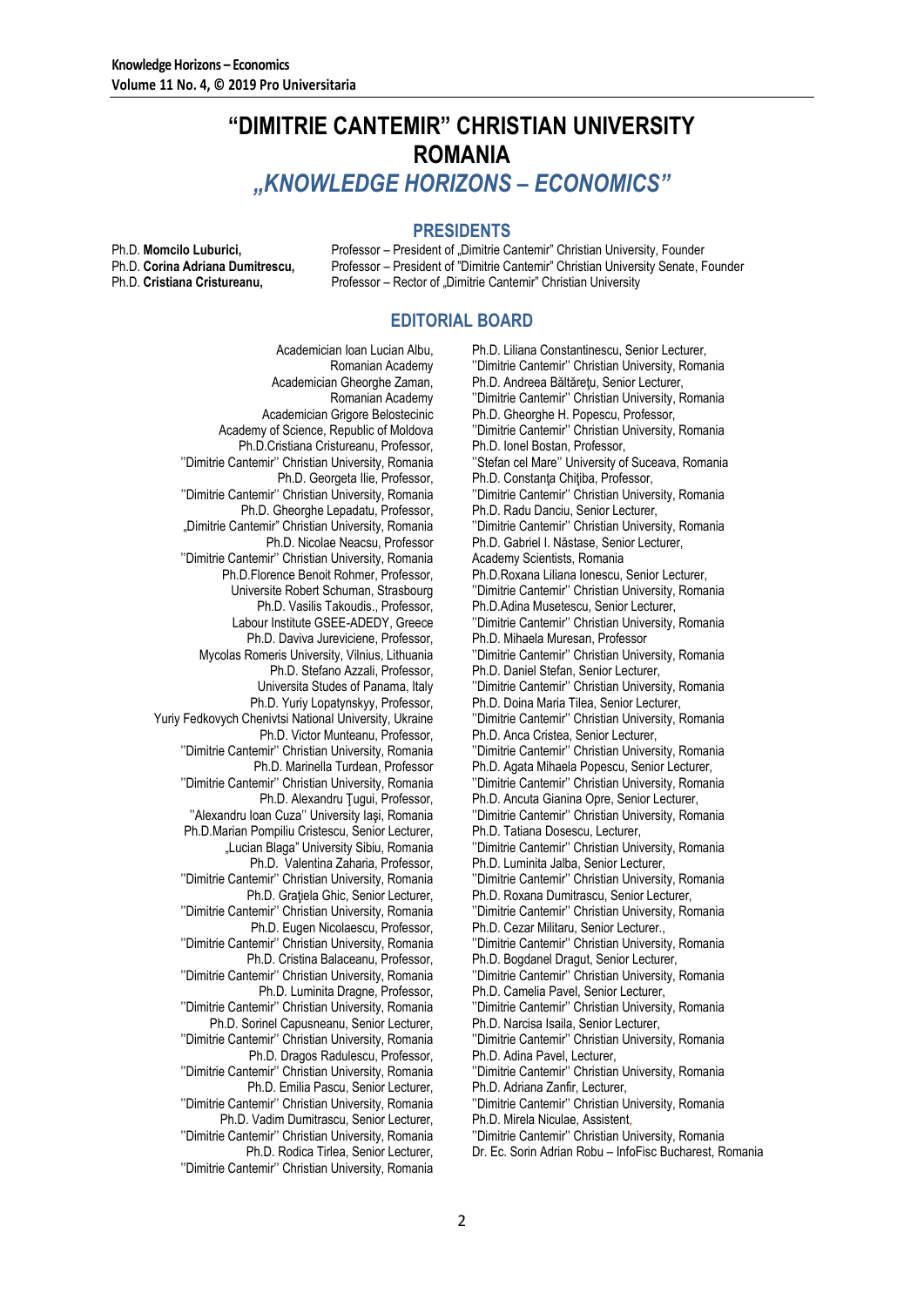# "DIMITRIE CANTEMIR" CHRISTIAN UNIVERSITY ROMANIA

## *„KNOWLEDGE HORIZONS – ECONOMICS"*

### PRESIDENTS

Ph.D. **Momcilo Luburici,** Professor – President of „Dimitrie Cantemir" Christian University, Founder
Ph.D. **Corina Adriana Dumitrescu,** Professor – President of "Dimitrie Cantemir" Christian University Senate, Founder
Ph.D. **Cristiana Cristureanu,** Professor – Rector of „Dimitrie Cantemir" Christian University

### EDITORIAL BOARD

Academician Ioan Lucian Albu, Romanian Academy
Academician Gheorghe Zaman, Romanian Academy
Academician Grigore Belostecinic Academy of Science, Republic of Moldova
Ph.D.Cristiana Cristureanu, Professor, ''Dimitrie Cantemir'' Christian University, Romania
Ph.D. Georgeta Ilie, Professor, ''Dimitrie Cantemir'' Christian University, Romania
Ph.D. Gheorghe Lepadatu, Professor, „Dimitrie Cantemir" Christian University, Romania
Ph.D. Nicolae Neacsu, Professor ''Dimitrie Cantemir'' Christian University, Romania
Ph.D.Florence Benoit Rohmer, Professor, Universite Robert Schuman, Strasbourg
Ph.D. Vasilis Takoudis., Professor, Labour Institute GSEE-ADEDY, Greece
Ph.D. Daviva Jureviciene, Professor, Mycolas Romeris University, Vilnius, Lithuania
Ph.D. Stefano Azzali, Professor, Universita Studes of Panama, Italy
Ph.D. Yuriy Lopatynskyy, Professor, Yuriy Fedkovych Chenivtsi National University, Ukraine
Ph.D. Victor Munteanu, Professor, ''Dimitrie Cantemir'' Christian University, Romania
Ph.D. Marinella Turdean, Professor ''Dimitrie Cantemir'' Christian University, Romania
Ph.D. Alexandru Ţugui, Professor, ''Alexandru Ioan Cuza'' University Iaşi, Romania
Ph.D.Marian Pompiliu Cristescu, Senior Lecturer, „Lucian Blaga" University Sibiu, Romania
Ph.D. Valentina Zaharia, Professor, ''Dimitrie Cantemir'' Christian University, Romania
Ph.D. Graţiela Ghic, Senior Lecturer, ''Dimitrie Cantemir'' Christian University, Romania
Ph.D. Eugen Nicolaescu, Professor, ''Dimitrie Cantemir'' Christian University, Romania
Ph.D. Cristina Balaceanu, Professor, ''Dimitrie Cantemir'' Christian University, Romania
Ph.D. Luminita Dragne, Professor, ''Dimitrie Cantemir'' Christian University, Romania
Ph.D. Sorinel Capusneanu, Senior Lecturer, ''Dimitrie Cantemir'' Christian University, Romania
Ph.D. Dragos Radulescu, Professor, ''Dimitrie Cantemir'' Christian University, Romania
Ph.D. Emilia Pascu, Senior Lecturer, ''Dimitrie Cantemir'' Christian University, Romania
Ph.D. Vadim Dumitrascu, Senior Lecturer, ''Dimitrie Cantemir'' Christian University, Romania
Ph.D. Rodica Tirlea, Senior Lecturer, ''Dimitrie Cantemir'' Christian University, Romania
Ph.D. Liliana Constantinescu, Senior Lecturer, ''Dimitrie Cantemir'' Christian University, Romania
Ph.D. Andreea Băltăreţu, Senior Lecturer, ''Dimitrie Cantemir'' Christian University, Romania
Ph.D. Gheorghe H. Popescu, Professor, ''Dimitrie Cantemir'' Christian University, Romania
Ph.D. Ionel Bostan, Professor, ''Stefan cel Mare'' University of Suceava, Romania
Ph.D. Constanţa Chiţiba, Professor, ''Dimitrie Cantemir'' Christian University, Romania
Ph.D. Radu Danciu, Senior Lecturer, ''Dimitrie Cantemir'' Christian University, Romania
Ph.D. Gabriel I. Năstase, Senior Lecturer, Academy Scientists, Romania
Ph.D.Roxana Liliana Ionescu, Senior Lecturer, ''Dimitrie Cantemir'' Christian University, Romania
Ph.D.Adina Musetescu, Senior Lecturer, ''Dimitrie Cantemir'' Christian University, Romania
Ph.D. Mihaela Muresan, Professor ''Dimitrie Cantemir'' Christian University, Romania
Ph.D. Daniel Stefan, Senior Lecturer, ''Dimitrie Cantemir'' Christian University, Romania
Ph.D. Doina Maria Tilea, Senior Lecturer, ''Dimitrie Cantemir'' Christian University, Romania
Ph.D. Anca Cristea, Senior Lecturer, ''Dimitrie Cantemir'' Christian University, Romania
Ph.D. Agata Mihaela Popescu, Senior Lecturer, ''Dimitrie Cantemir'' Christian University, Romania
Ph.D. Ancuta Gianina Opre, Senior Lecturer, ''Dimitrie Cantemir'' Christian University, Romania
Ph.D. Tatiana Dosescu, Lecturer, ''Dimitrie Cantemir'' Christian University, Romania
Ph.D. Luminita Jalba, Senior Lecturer, ''Dimitrie Cantemir'' Christian University, Romania
Ph.D. Roxana Dumitrascu, Senior Lecturer, ''Dimitrie Cantemir'' Christian University, Romania
Ph.D. Cezar Militaru, Senior Lecturer., ''Dimitrie Cantemir'' Christian University, Romania
Ph.D. Bogdanel Dragut, Senior Lecturer, ''Dimitrie Cantemir'' Christian University, Romania
Ph.D. Camelia Pavel, Senior Lecturer, ''Dimitrie Cantemir'' Christian University, Romania
Ph.D. Narcisa Isaila, Senior Lecturer, ''Dimitrie Cantemir'' Christian University, Romania
Ph.D. Adina Pavel, Lecturer, ''Dimitrie Cantemir'' Christian University, Romania
Ph.D. Adriana Zanfir, Lecturer, ''Dimitrie Cantemir'' Christian University, Romania
Ph.D. Mirela Niculae, Assistent, ''Dimitrie Cantemir'' Christian University, Romania
Dr. Ec. Sorin Adrian Robu – InfoFisc Bucharest, Romania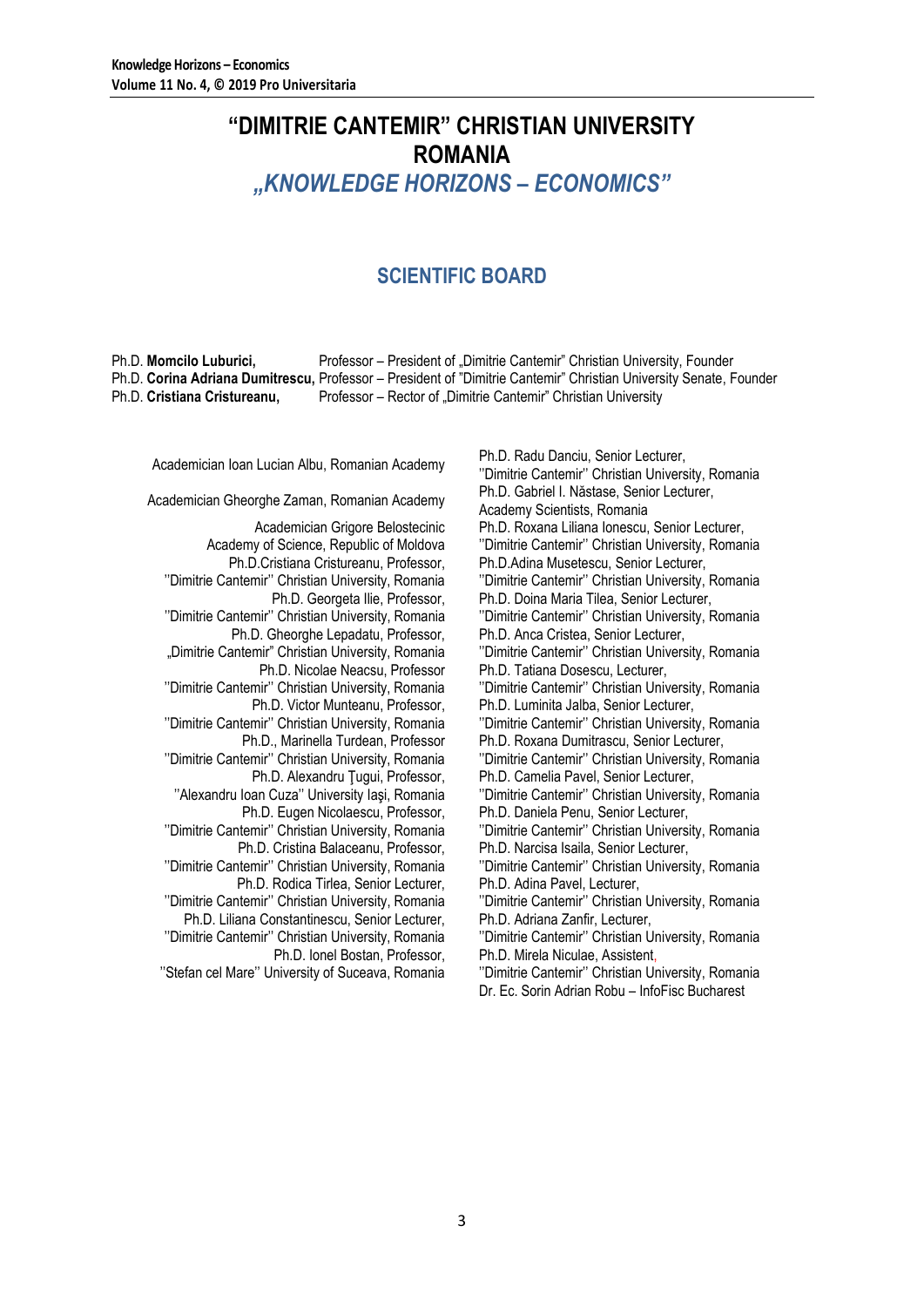# "DIMITRIE CANTEMIR" CHRISTIAN UNIVERSITY ROMANIA

## *„KNOWLEDGE HORIZONS – ECONOMICS"*

## SCIENTIFIC BOARD

Ph.D. **Momcilo Luburici,** Professor – President of „Dimitrie Cantemir" Christian University, Founder
Ph.D. **Corina Adriana Dumitrescu,** Professor – President of "Dimitrie Cantemir" Christian University Senate, Founder
Ph.D. **Cristiana Cristureanu,** Professor – Rector of „Dimitrie Cantemir" Christian University

Academician Ioan Lucian Albu, Romanian Academy

Academician Gheorghe Zaman, Romanian Academy

Academician Grigore Belostecinic
Academy of Science, Republic of Moldova

Ph.D.Cristiana Cristureanu, Professor,
''Dimitrie Cantemir'' Christian University, Romania

Ph.D. Georgeta Ilie, Professor,
''Dimitrie Cantemir'' Christian University, Romania

Ph.D. Gheorghe Lepadatu, Professor,
„Dimitrie Cantemir" Christian University, Romania

Ph.D. Nicolae Neacsu, Professor
''Dimitrie Cantemir'' Christian University, Romania

Ph.D. Victor Munteanu, Professor,
''Dimitrie Cantemir'' Christian University, Romania

Ph.D., Marinella Turdean, Professor
''Dimitrie Cantemir'' Christian University, Romania

Ph.D. Alexandru Ţugui, Professor,
''Alexandru Ioan Cuza'' University Iaşi, Romania

Ph.D. Eugen Nicolaescu, Professor,
''Dimitrie Cantemir'' Christian University, Romania

Ph.D. Cristina Balaceanu, Professor,
''Dimitrie Cantemir'' Christian University, Romania

Ph.D. Rodica Tirlea, Senior Lecturer,
''Dimitrie Cantemir'' Christian University, Romania

Ph.D. Liliana Constantinescu, Senior Lecturer,
''Dimitrie Cantemir'' Christian University, Romania

Ph.D. Ionel Bostan, Professor,
''Stefan cel Mare'' University of Suceava, Romania

Ph.D. Radu Danciu, Senior Lecturer,
''Dimitrie Cantemir'' Christian University, Romania

Ph.D. Gabriel I. Năstase, Senior Lecturer,
Academy Scientists, Romania

Ph.D. Roxana Liliana Ionescu, Senior Lecturer,
''Dimitrie Cantemir'' Christian University, Romania

Ph.D.Adina Musetescu, Senior Lecturer,
''Dimitrie Cantemir'' Christian University, Romania

Ph.D. Doina Maria Tilea, Senior Lecturer,
''Dimitrie Cantemir'' Christian University, Romania

Ph.D. Anca Cristea, Senior Lecturer,
''Dimitrie Cantemir'' Christian University, Romania

Ph.D. Tatiana Dosescu, Lecturer,
''Dimitrie Cantemir'' Christian University, Romania

Ph.D. Luminita Jalba, Senior Lecturer,
''Dimitrie Cantemir'' Christian University, Romania

Ph.D. Roxana Dumitrascu, Senior Lecturer,
''Dimitrie Cantemir'' Christian University, Romania

Ph.D. Camelia Pavel, Senior Lecturer,
''Dimitrie Cantemir'' Christian University, Romania

Ph.D. Daniela Penu, Senior Lecturer,
''Dimitrie Cantemir'' Christian University, Romania

Ph.D. Narcisa Isaila, Senior Lecturer,
''Dimitrie Cantemir'' Christian University, Romania

Ph.D. Adina Pavel, Lecturer,
''Dimitrie Cantemir'' Christian University, Romania

Ph.D. Adriana Zanfir, Lecturer,
''Dimitrie Cantemir'' Christian University, Romania

Ph.D. Mirela Niculae, Assistent,
''Dimitrie Cantemir'' Christian University, Romania

Dr. Ec. Sorin Adrian Robu – InfoFisc Bucharest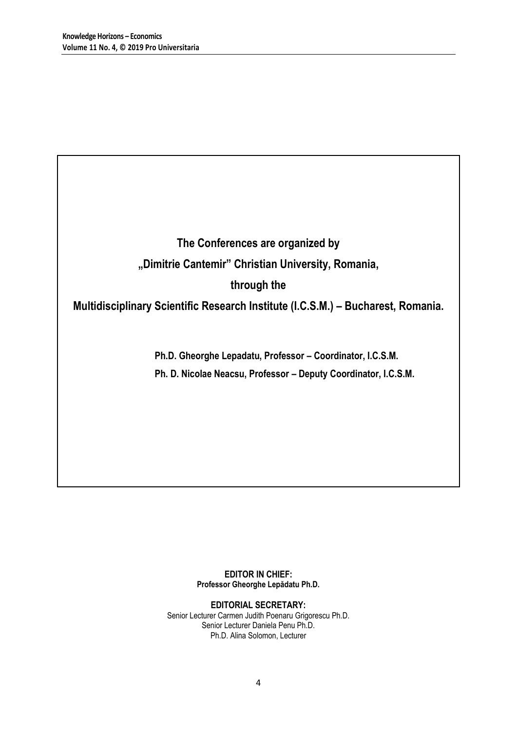**The Conferences are organized by**

**„Dimitrie Cantemir" Christian University, Romania,**

**through the**

**Multidisciplinary Scientific Research Institute (I.C.S.M.) – Bucharest, Romania.**

**Ph.D. Gheorghe Lepadatu, Professor – Coordinator, I.C.S.M.**

**Ph. D. Nicolae Neacsu, Professor – Deputy Coordinator, I.C.S.M.**

**EDITOR IN CHIEF:**
**Professor Gheorghe Lepădatu Ph.D.**

**EDITORIAL SECRETARY:**
Senior Lecturer Carmen Judith Poenaru Grigorescu Ph.D.
Senior Lecturer Daniela Penu Ph.D.
Ph.D. Alina Solomon, Lecturer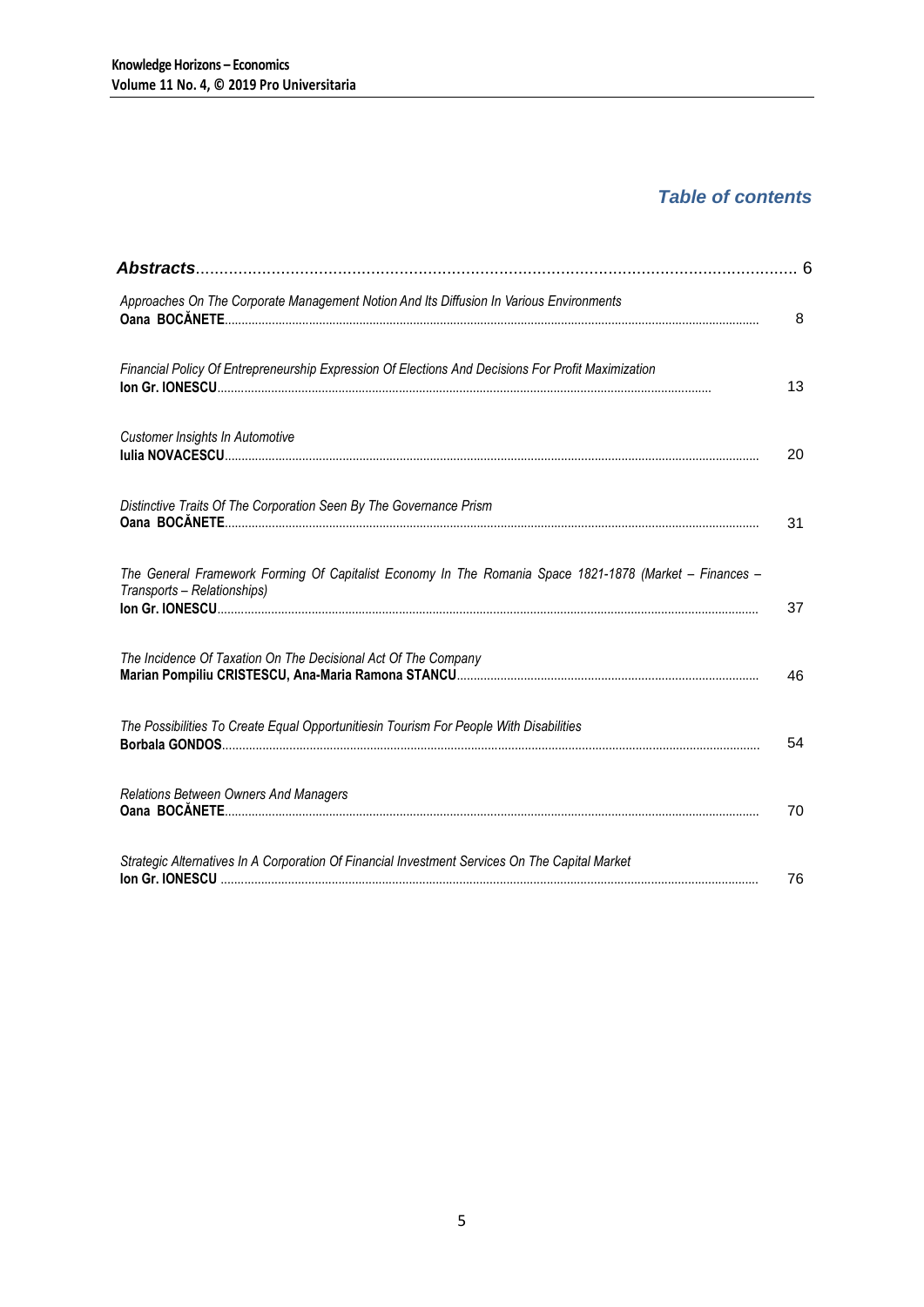## *Table of contents*

| | |
|---|---|
| ***Abstracts*** | 6 |
| *Approaches On The Corporate Management Notion And Its Diffusion In Various Environments*<br>**Oana BOCĂNETE** | 8 |
| *Financial Policy Of Entrepreneurship Expression Of Elections And Decisions For Profit Maximization*<br>**Ion Gr. IONESCU** | 13 |
| *Customer Insights In Automotive*<br>**Iulia NOVACESCU** | 20 |
| *Distinctive Traits Of The Corporation Seen By The Governance Prism*<br>**Oana BOCĂNETE** | 31 |
| *The General Framework Forming Of Capitalist Economy In The Romania Space 1821-1878 (Market – Finances – Transports – Relationships)*<br>**Ion Gr. IONESCU** | 37 |
| *The Incidence Of Taxation On The Decisional Act Of The Company*<br>**Marian Pompiliu CRISTESCU, Ana-Maria Ramona STANCU** | 46 |
| *The Possibilities To Create Equal Opportunitiesin Tourism For People With Disabilities*<br>**Borbala GONDOS** | 54 |
| *Relations Between Owners And Managers*<br>**Oana BOCĂNETE** | 70 |
| *Strategic Alternatives In A Corporation Of Financial Investment Services On The Capital Market*<br>**Ion Gr. IONESCU** | 76 |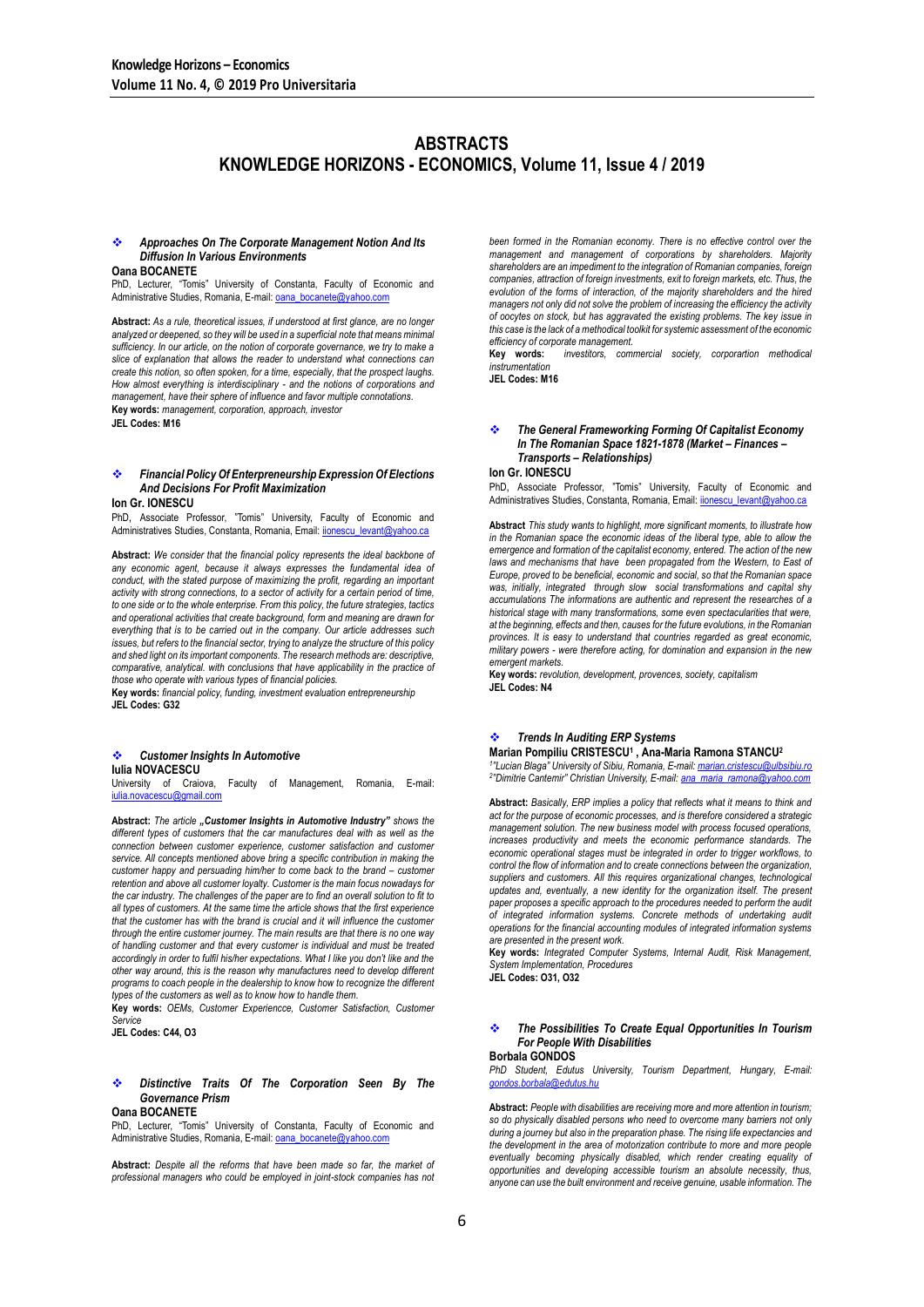# ABSTRACTS
# KNOWLEDGE HORIZONS - ECONOMICS, Volume 11, Issue 4 / 2019

### ❖ *Approaches On The Corporate Management Notion And Its Diffusion In Various Environments*

**Oana BOCANETE**
PhD, Lecturer, "Tomis" University of Constanta, Faculty of Economic and Administrative Studies, Romania, E-mail: oana_bocanete@yahoo.com

**Abstract:** *As a rule, theoretical issues, if understood at first glance, are no longer analyzed or deepened, so they will be used in a superficial note that means minimal sufficiency. In our article, on the notion of corporate governance, we try to make a slice of explanation that allows the reader to understand what connections can create this notion, so often spoken, for a time, especially, that the prospect laughs. How almost everything is interdisciplinary - and the notions of corporations and management, have their sphere of influence and favor multiple connotations.*
**Key words:** *management, corporation, approach, investor*
**JEL Codes: M16**

### ❖ *Financial Policy Of Enterpreneurship Expression Of Elections And Decisions For Profit Maximization*

**Ion Gr. IONESCU**
PhD, Associate Professor, "Tomis" University, Faculty of Economic and Administratives Studies, Constanta, Romania, Email: iionescu_levant@yahoo.ca

**Abstract:** *We consider that the financial policy represents the ideal backbone of any economic agent, because it always expresses the fundamental idea of conduct, with the stated purpose of maximizing the profit, regarding an important activity with strong connections, to a sector of activity for a certain period of time, to one side or to the whole enterprise. From this policy, the future strategies, tactics and operational activities that create background, form and meaning are drawn for everything that is to be carried out in the company. Our article addresses such issues, but refers to the financial sector, trying to analyze the structure of this policy and shed light on its important components. The research methods are: descriptive, comparative, analytical. with conclusions that have applicability in the practice of those who operate with various types of financial policies.*
**Key words:** *financial policy, funding, investment evaluation entrepreneurship*
**JEL Codes: G32**

### ❖ *Customer Insights In Automotive*

**Iulia NOVACESCU**
University of Craiova, Faculty of Management, Romania, E-mail: iulia.novacescu@gmail.com

**Abstract:** *The article **„Customer Insights in Automotive Industry"** shows the different types of customers that the car manufactures deal with as well as the connection between customer experience, customer satisfaction and customer service. All concepts mentioned above bring a specific contribution in making the customer happy and persuading him/her to come back to the brand – customer retention and above all customer loyalty. Customer is the main focus nowadays for the car industry. The challenges of the paper are to find an overall solution to fit to all types of customers. At the same time the article shows that the first experience that the customer has with the brand is crucial and it will influence the customer through the entire customer journey. The main results are that there is no one way of handling customer and that every customer is individual and must be treated accordingly in order to fulfil his/her expectations. What I like you don't like and the other way around, this is the reason why manufactures need to develop different programs to coach people in the dealership to know how to recognize the different types of the customers as well as to know how to handle them.*
**Key words:** *OEMs, Customer Experiencce, Customer Satisfaction, Customer Service*
**JEL Codes: C44, O3**

### ❖ *Distinctive Traits Of The Corporation Seen By The Governance Prism*

**Oana BOCANETE**
PhD, Lecturer, "Tomis" University of Constanta, Faculty of Economic and Administrative Studies, Romania, E-mail: oana_bocanete@yahoo.com

**Abstract:** *Despite all the reforms that have been made so far, the market of professional managers who could be employed in joint-stock companies has not been formed in the Romanian economy. There is no effective control over the management and management of corporations by shareholders. Majority shareholders are an impediment to the integration of Romanian companies, foreign companies, attraction of foreign investments, exit to foreign markets, etc. Thus, the evolution of the forms of interaction, of the majority shareholders and the hired managers not only did not solve the problem of increasing the efficiency the activity of oocytes on stock, but has aggravated the existing problems. The key issue in this case is the lack of a methodical toolkit for systemic assessment of the economic efficiency of corporate management.*
**Key words:** *investitors, commercial society, corporartion methodical instrumentation*
**JEL Codes: M16**

### ❖ *The General Frameworking Forming Of Capitalist Economy In The Romanian Space 1821-1878 (Market – Finances – Transports – Relationships)*

**Ion Gr. IONESCU**
PhD, Associate Professor, "Tomis" University, Faculty of Economic and Administratives Studies, Constanta, Romania, Email: iionescu_levant@yahoo.ca

**Abstract** *This study wants to highlight, more significant moments, to illustrate how in the Romanian space the economic ideas of the liberal type, able to allow the emergence and formation of the capitalist economy, entered. The action of the new laws and mechanisms that have been propagated from the Western, to East of Europe, proved to be beneficial, economic and social, so that the Romanian space was, initially, integrated through slow social transformations and capital shy accumulations The informations are authentic and represent the researches of a historical stage with many transformations, some even spectacularities that were, at the beginning, effects and then, causes for the future evolutions, in the Romanian provinces. It is easy to understand that countries regarded as great economic, military powers - were therefore acting, for domination and expansion in the new emergent markets.*
**Key words:** *revolution, development, provences, society, capitalism*
**JEL Codes: N4**

### ❖ *Trends In Auditing ERP Systems*

**Marian Pompiliu CRISTESCU[1] , Ana-Maria Ramona STANCU[2]**
[1]"Lucian Blaga" University of Sibiu, Romania, E-mail: marian.cristescu@ulbsibiu.ro
[2]"Dimitrie Cantemir" Christian University, E-mail: ana_maria_ramona@yahoo.com

**Abstract:** *Basically, ERP implies a policy that reflects what it means to think and act for the purpose of economic processes, and is therefore considered a strategic management solution. The new business model with process focused operations, increases productivity and meets the economic performance standards. The economic operational stages must be integrated in order to trigger workflows, to control the flow of information and to create connections between the organization, suppliers and customers. All this requires organizational changes, technological updates and, eventually, a new identity for the organization itself. The present paper proposes a specific approach to the procedures needed to perform the audit of integrated information systems. Concrete methods of undertaking audit operations for the financial accounting modules of integrated information systems are presented in the present work.*
**Key words:** *Integrated Computer Systems, Internal Audit, Risk Management, System Implementation, Procedures*
**JEL Codes: O31, O32**

### ❖ *The Possibilities To Create Equal Opportunities In Tourism For People With Disabilities*

**Borbala GONDOS**
*PhD Student, Edutus University, Tourism Department, Hungary, E-mail: gondos.borbala@edutus.hu*

**Abstract:** *People with disabilities are receiving more and more attention in tourism; so do physically disabled persons who need to overcome many barriers not only during a journey but also in the preparation phase. The rising life expectancies and the development in the area of motorization contribute to more and more people eventually becoming physically disabled, which render creating equality of opportunities and developing accessible tourism an absolute necessity, thus, anyone can use the built environment and receive genuine, usable information. The*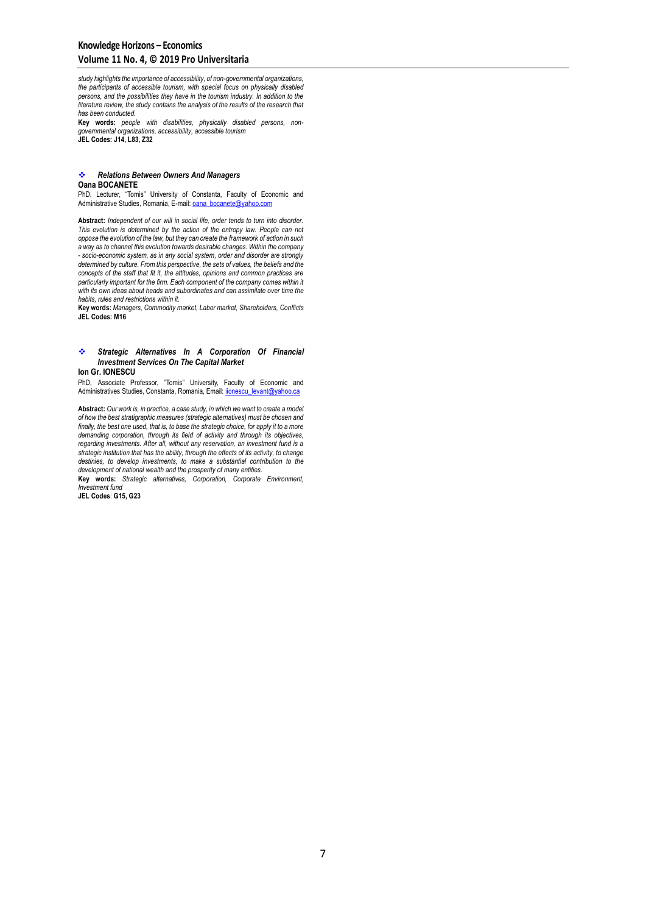*study highlights the importance of accessibility, of non-governmental organizations, the participants of accessible tourism, with special focus on physically disabled persons, and the possibilities they have in the tourism industry. In addition to the literature review, the study contains the analysis of the results of the research that has been conducted.*

**Key words:** *people with disabilities, physically disabled persons, non-governmental organizations, accessibility, accessible tourism*

**JEL Codes: J14, L83, Z32**

### *Relations Between Owners And Managers*

**Oana BOCANETE**

PhD, Lecturer, "Tomis" University of Constanta, Faculty of Economic and Administrative Studies, Romania, E-mail: oana_bocanete@yahoo.com

**Abstract:** *Independent of our will in social life, order tends to turn into disorder. This evolution is determined by the action of the entropy law. People can not oppose the evolution of the law, but they can create the framework of action in such a way as to channel this evolution towards desirable changes. Within the company - socio-economic system, as in any social system, order and disorder are strongly determined by culture. From this perspective, the sets of values, the beliefs and the concepts of the staff that fit it, the attitudes, opinions and common practices are particularly important for the firm. Each component of the company comes within it with its own ideas about heads and subordinates and can assimilate over time the habits, rules and restrictions within it.*

**Key words:** *Managers, Commodity market, Labor market, Shareholders, Conflicts*

**JEL Codes: M16**

### *Strategic Alternatives In A Corporation Of Financial Investment Services On The Capital Market*

**Ion Gr. IONESCU**

PhD, Associate Professor, "Tomis" University, Faculty of Economic and Administratives Studies, Constanta, Romania, Email: iionescu_levant@yahoo.ca

**Abstract:** *Our work is, in practice, a case study, in which we want to create a model of how the best stratigraphic measures (strategic alternatives) must be chosen and finally, the best one used, that is, to base the strategic choice, for apply it to a more demanding corporation, through its field of activity and through its objectives, regarding investments. After all, without any reservation, an investment fund is a strategic institution that has the ability, through the effects of its activity, to change destinies, to develop investments, to make a substantial contribution to the development of national wealth and the prosperity of many entities.*

**Key words:** *Strategic alternatives, Corporation, Corporate Environment, Investment fund*

**JEL Codes**: **G15, G23**